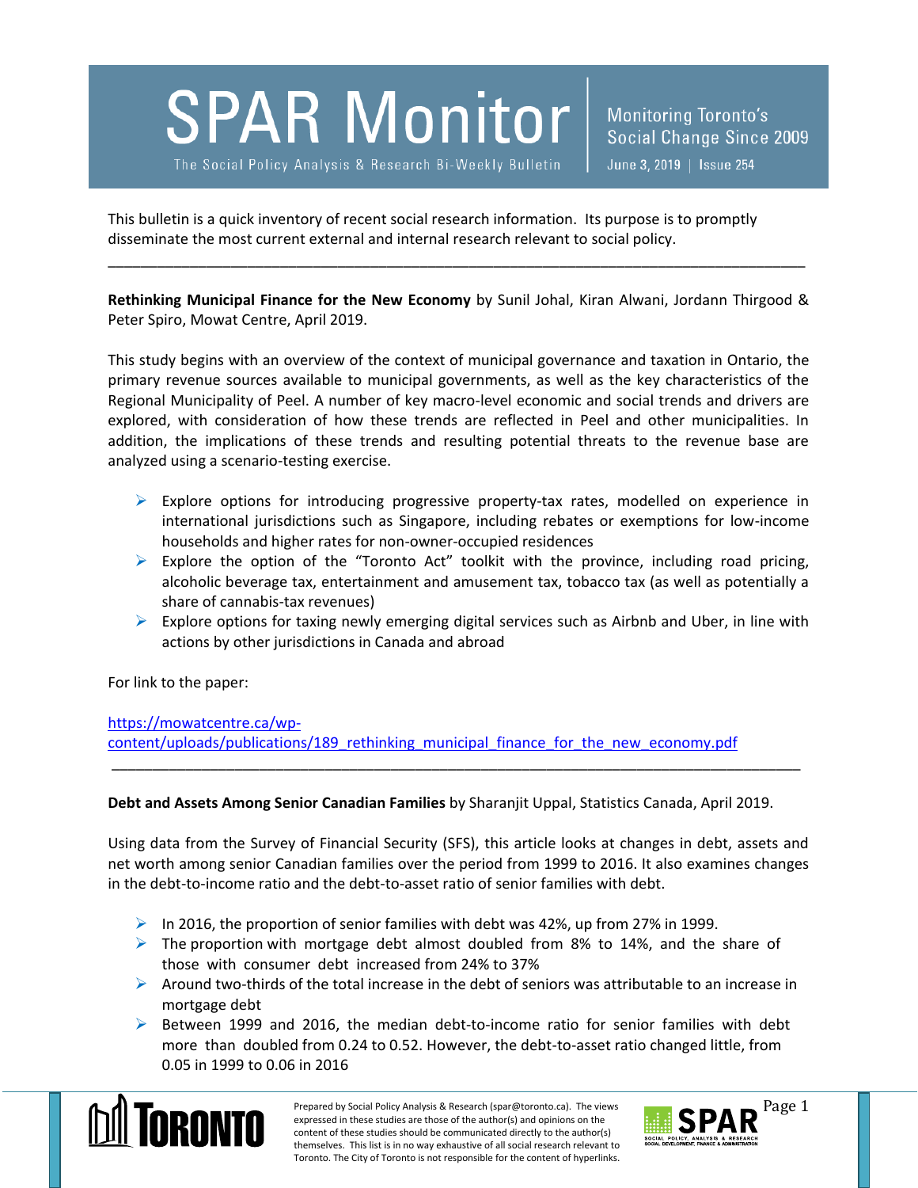# SPAR Monitor

The Social Policy Analysis & Research Bi-Weekly Bulletin

Monitoring Toronto's Social Change Since 2009

June 3, 2019 | Issue 254

This bulletin is a quick inventory of recent social research information. Its purpose is to promptly disseminate the most current external and internal research relevant to social policy.

---

**Rethinking Municipal Finance for the New Economy** by Sunil Johal, Kiran Alwani, Jordann Thirgood & Peter Spiro, Mowat Centre, April 2019.

This study begins with an overview of the context of municipal governance and taxation in Ontario, the primary revenue sources available to municipal governments, as well as the key characteristics of the Regional Municipality of Peel. A number of key macro-level economic and social trends and drivers are explored, with consideration of how these trends are reflected in Peel and other municipalities. In addition, the implications of these trends and resulting potential threats to the revenue base are analyzed using a scenario-testing exercise.

- Explore options for introducing progressive property-tax rates, modelled on experience in international jurisdictions such as Singapore, including rebates or exemptions for low-income households and higher rates for non-owner-occupied residences
- Explore the option of the "Toronto Act" toolkit with the province, including road pricing, alcoholic beverage tax, entertainment and amusement tax, tobacco tax (as well as potentially a share of cannabis-tax revenues)
- Explore options for taxing newly emerging digital services such as Airbnb and Uber, in line with actions by other jurisdictions in Canada and abroad

For link to the paper:

https://mowatcentre.ca/wp-content/uploads/publications/189_rethinking_municipal_finance_for_the_new_economy.pdf

---

**Debt and Assets Among Senior Canadian Families** by Sharanjit Uppal, Statistics Canada, April 2019.

Using data from the Survey of Financial Security (SFS), this article looks at changes in debt, assets and net worth among senior Canadian families over the period from 1999 to 2016. It also examines changes in the debt-to-income ratio and the debt-to-asset ratio of senior families with debt.

- In 2016, the proportion of senior families with debt was 42%, up from 27% in 1999.
- The proportion with mortgage debt almost doubled from 8% to 14%, and the share of those with consumer debt increased from 24% to 37%
- Around two-thirds of the total increase in the debt of seniors was attributable to an increase in mortgage debt
- Between 1999 and 2016, the median debt-to-income ratio for senior families with debt more than doubled from 0.24 to 0.52. However, the debt-to-asset ratio changed little, from 0.05 in 1999 to 0.06 in 2016

Prepared by Social Policy Analysis & Research (spar@toronto.ca). The views expressed in these studies are those of the author(s) and opinions on the content of these studies should be communicated directly to the author(s) themselves. This list is in no way exhaustive of all social research relevant to Toronto. The City of Toronto is not responsible for the content of hyperlinks.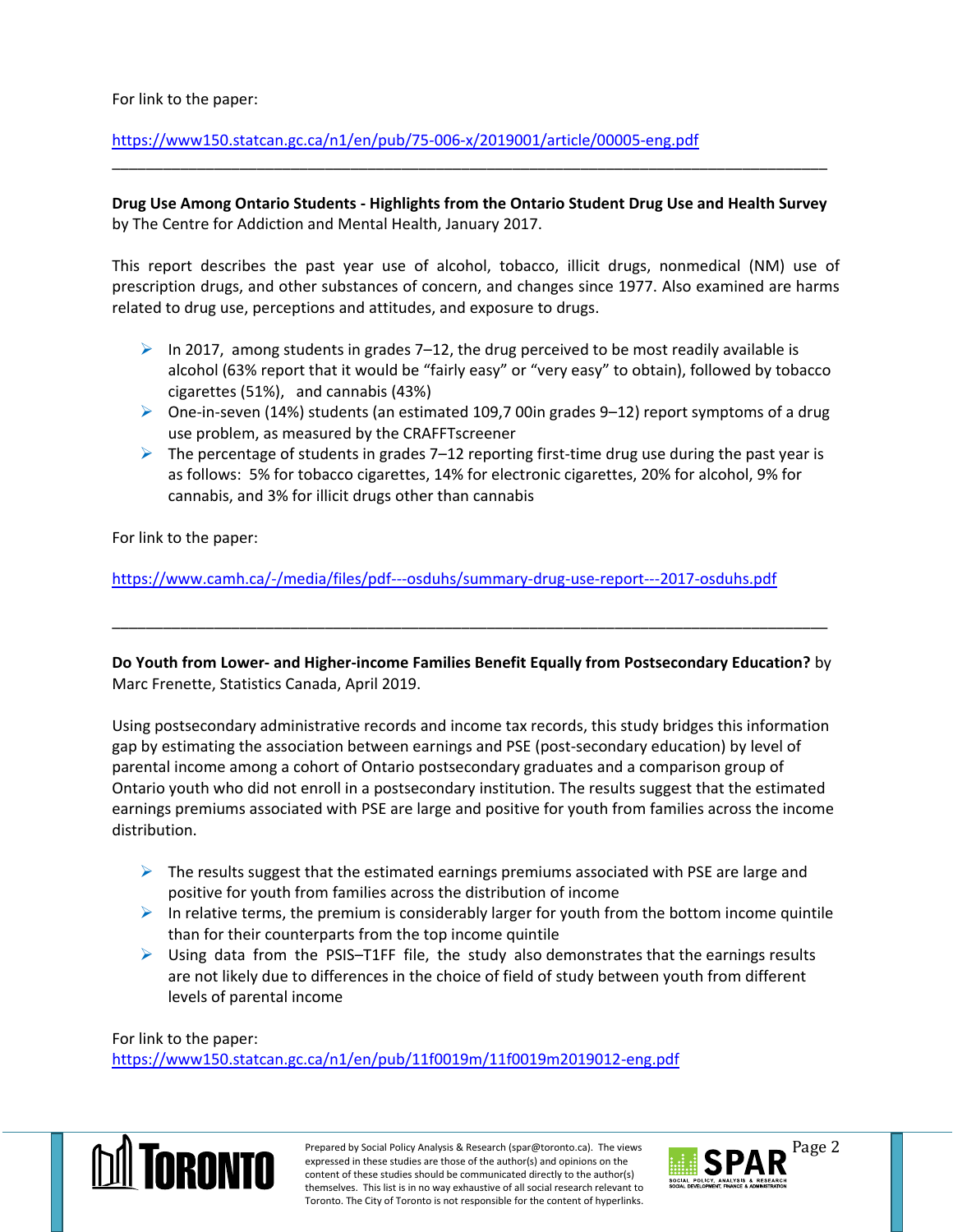For link to the paper:

https://www150.statcan.gc.ca/n1/en/pub/75-006-x/2019001/article/00005-eng.pdf

---

**Drug Use Among Ontario Students - Highlights from the Ontario Student Drug Use and Health Survey** by The Centre for Addiction and Mental Health, January 2017.

This report describes the past year use of alcohol, tobacco, illicit drugs, nonmedical (NM) use of prescription drugs, and other substances of concern, and changes since 1977. Also examined are harms related to drug use, perceptions and attitudes, and exposure to drugs.

- In 2017, among students in grades 7–12, the drug perceived to be most readily available is alcohol (63% report that it would be "fairly easy" or "very easy" to obtain), followed by tobacco cigarettes (51%), and cannabis (43%)
- One-in-seven (14%) students (an estimated 109,7 00in grades 9–12) report symptoms of a drug use problem, as measured by the CRAFFTscreener
- The percentage of students in grades 7–12 reporting first-time drug use during the past year is as follows: 5% for tobacco cigarettes, 14% for electronic cigarettes, 20% for alcohol, 9% for cannabis, and 3% for illicit drugs other than cannabis

For link to the paper:

https://www.camh.ca/-/media/files/pdf---osduhs/summary-drug-use-report---2017-osduhs.pdf

---

**Do Youth from Lower- and Higher-income Families Benefit Equally from Postsecondary Education?** by Marc Frenette, Statistics Canada, April 2019.

Using postsecondary administrative records and income tax records, this study bridges this information gap by estimating the association between earnings and PSE (post-secondary education) by level of parental income among a cohort of Ontario postsecondary graduates and a comparison group of Ontario youth who did not enroll in a postsecondary institution. The results suggest that the estimated earnings premiums associated with PSE are large and positive for youth from families across the income distribution.

- The results suggest that the estimated earnings premiums associated with PSE are large and positive for youth from families across the distribution of income
- In relative terms, the premium is considerably larger for youth from the bottom income quintile than for their counterparts from the top income quintile
- Using data from the PSIS–T1FF file, the study also demonstrates that the earnings results are not likely due to differences in the choice of field of study between youth from different levels of parental income

For link to the paper:
https://www150.statcan.gc.ca/n1/en/pub/11f0019m/11f0019m2019012-eng.pdf

Prepared by Social Policy Analysis & Research (spar@toronto.ca). The views expressed in these studies are those of the author(s) and opinions on the content of these studies should be communicated directly to the author(s) themselves. This list is in no way exhaustive of all social research relevant to Toronto. The City of Toronto is not responsible for the content of hyperlinks.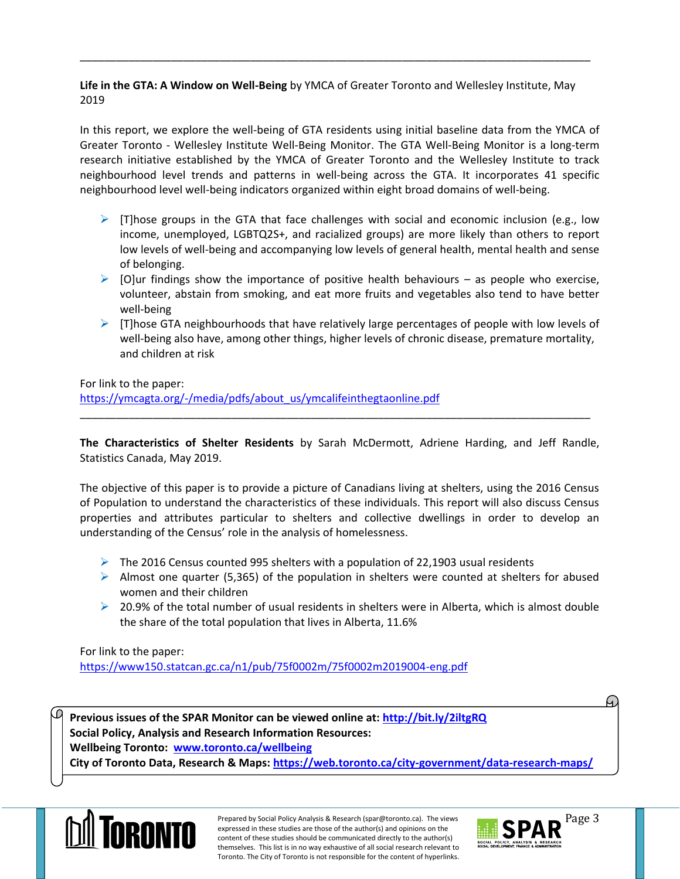---

**Life in the GTA: A Window on Well-Being** by YMCA of Greater Toronto and Wellesley Institute, May 2019

In this report, we explore the well-being of GTA residents using initial baseline data from the YMCA of Greater Toronto - Wellesley Institute Well-Being Monitor. The GTA Well-Being Monitor is a long-term research initiative established by the YMCA of Greater Toronto and the Wellesley Institute to track neighbourhood level trends and patterns in well-being across the GTA. It incorporates 41 specific neighbourhood level well-being indicators organized within eight broad domains of well-being.

- [T]hose groups in the GTA that face challenges with social and economic inclusion (e.g., low income, unemployed, LGBTQ2S+, and racialized groups) are more likely than others to report low levels of well-being and accompanying low levels of general health, mental health and sense of belonging.
- [O]ur findings show the importance of positive health behaviours – as people who exercise, volunteer, abstain from smoking, and eat more fruits and vegetables also tend to have better well-being
- [T]hose GTA neighbourhoods that have relatively large percentages of people with low levels of well-being also have, among other things, higher levels of chronic disease, premature mortality, and children at risk

For link to the paper:
https://ymcagta.org/-/media/pdfs/about_us/ymcalifeinthegtaonline.pdf

---

**The Characteristics of Shelter Residents** by Sarah McDermott, Adriene Harding, and Jeff Randle, Statistics Canada, May 2019.

The objective of this paper is to provide a picture of Canadians living at shelters, using the 2016 Census of Population to understand the characteristics of these individuals. This report will also discuss Census properties and attributes particular to shelters and collective dwellings in order to develop an understanding of the Census' role in the analysis of homelessness.

- The 2016 Census counted 995 shelters with a population of 22,1903 usual residents
- Almost one quarter (5,365) of the population in shelters were counted at shelters for abused women and their children
- 20.9% of the total number of usual residents in shelters were in Alberta, which is almost double the share of the total population that lives in Alberta, 11.6%

For link to the paper:
https://www150.statcan.gc.ca/n1/pub/75f0002m/75f0002m2019004-eng.pdf

**Previous issues of the SPAR Monitor can be viewed online at: http://bit.ly/2iltgRQ**
**Social Policy, Analysis and Research Information Resources:**
**Wellbeing Toronto: www.toronto.ca/wellbeing**
**City of Toronto Data, Research & Maps: https://web.toronto.ca/city-government/data-research-maps/**

Prepared by Social Policy Analysis & Research (spar@toronto.ca). The views expressed in these studies are those of the author(s) and opinions on the content of these studies should be communicated directly to the author(s) themselves. This list is in no way exhaustive of all social research relevant to Toronto. The City of Toronto is not responsible for the content of hyperlinks.